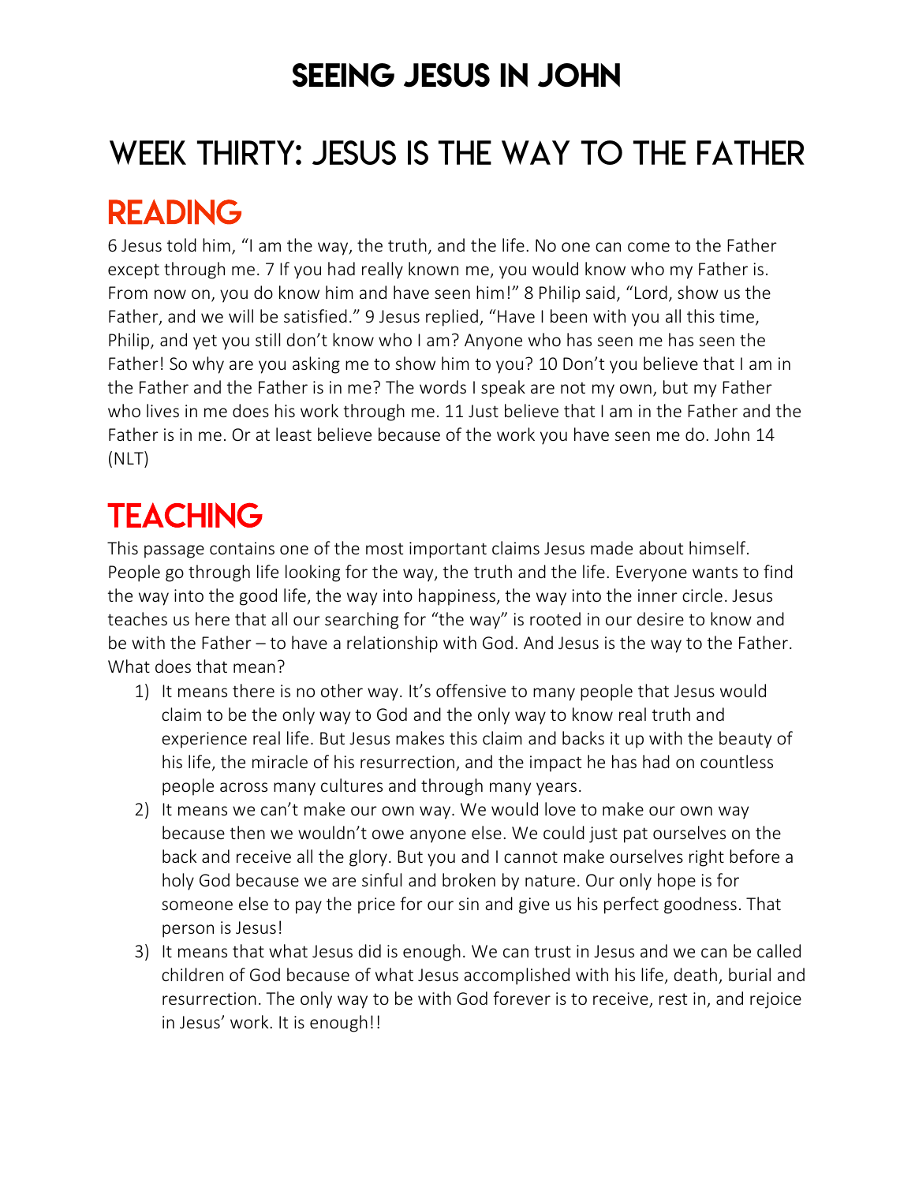# SEEING JESUS IN JOHN

## WEEK THIRTY: JESUS IS THE WAY TO THE FATHER

## READING

6 Jesus told him, “I am the way, the truth, and the life. No one can come to the Father except through me. 7 If you had really known me, you would know who my Father is. From now on, you do know him and have seen him!” 8 Philip said, “Lord, show us the Father, and we will be satisfied.” 9 Jesus replied, “Have I been with you all this time, Philip, and yet you still don’t know who I am? Anyone who has seen me has seen the Father! So why are you asking me to show him to you? 10 Don’t you believe that I am in the Father and the Father is in me? The words I speak are not my own, but my Father who lives in me does his work through me. 11 Just believe that I am in the Father and the Father is in me. Or at least believe because of the work you have seen me do. John 14 (NLT)

## TEACHING

This passage contains one of the most important claims Jesus made about himself. People go through life looking for the way, the truth and the life. Everyone wants to find the way into the good life, the way into happiness, the way into the inner circle. Jesus teaches us here that all our searching for “the way” is rooted in our desire to know and be with the Father – to have a relationship with God. And Jesus is the way to the Father. What does that mean?

1) It means there is no other way. It’s offensive to many people that Jesus would claim to be the only way to God and the only way to know real truth and experience real life. But Jesus makes this claim and backs it up with the beauty of his life, the miracle of his resurrection, and the impact he has had on countless people across many cultures and through many years.
2) It means we can’t make our own way. We would love to make our own way because then we wouldn’t owe anyone else. We could just pat ourselves on the back and receive all the glory. But you and I cannot make ourselves right before a holy God because we are sinful and broken by nature. Our only hope is for someone else to pay the price for our sin and give us his perfect goodness. That person is Jesus!
3) It means that what Jesus did is enough. We can trust in Jesus and we can be called children of God because of what Jesus accomplished with his life, death, burial and resurrection. The only way to be with God forever is to receive, rest in, and rejoice in Jesus’ work. It is enough!!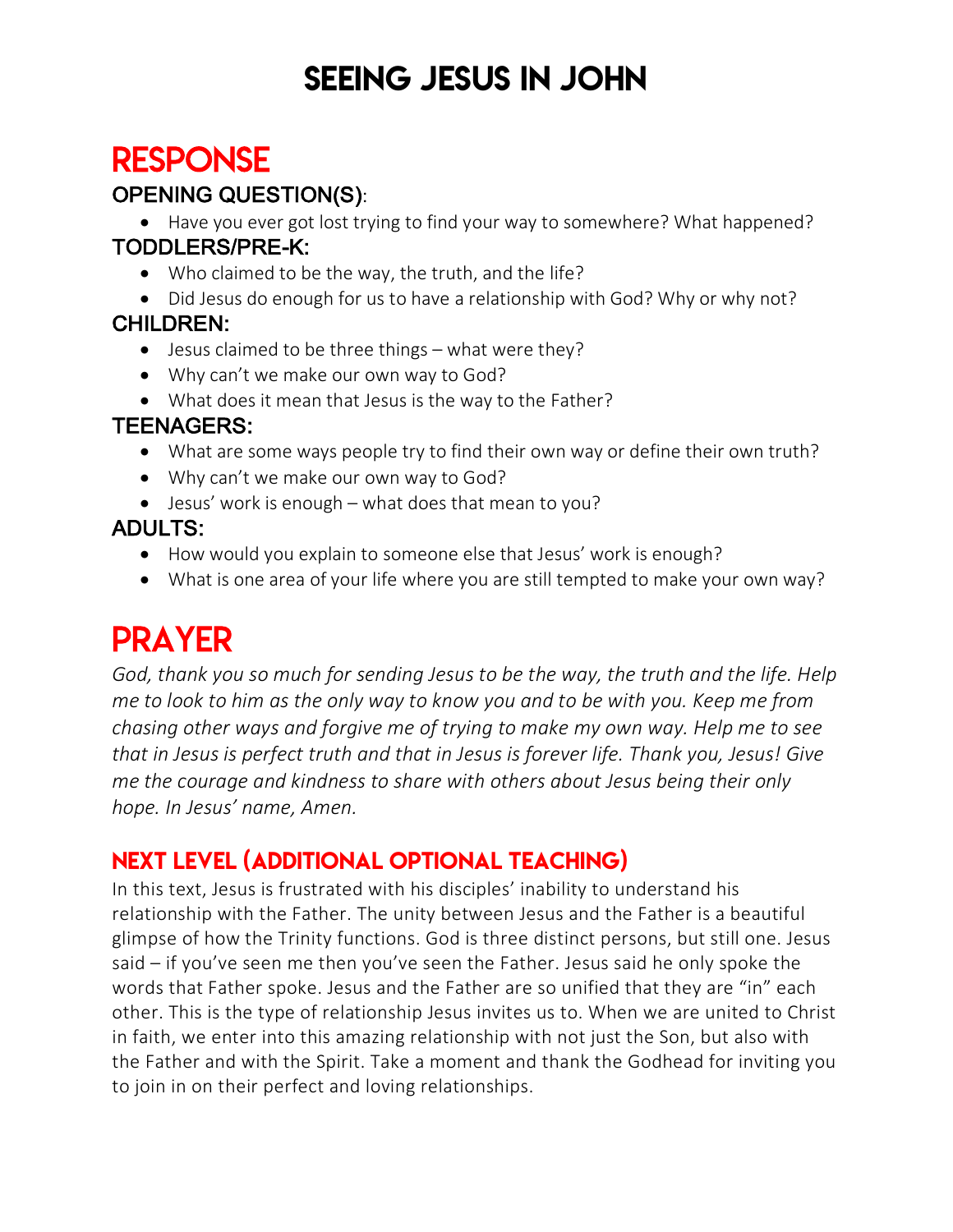# SEEING JESUS IN JOHN

## RESPONSE

### OPENING QUESTION(S):

- Have you ever got lost trying to find your way to somewhere? What happened?

### TODDLERS/PRE-K:

- Who claimed to be the way, the truth, and the life?
- Did Jesus do enough for us to have a relationship with God? Why or why not?

### CHILDREN:

- Jesus claimed to be three things – what were they?
- Why can't we make our own way to God?
- What does it mean that Jesus is the way to the Father?

### TEENAGERS:

- What are some ways people try to find their own way or define their own truth?
- Why can't we make our own way to God?
- Jesus' work is enough – what does that mean to you?

### ADULTS:

- How would you explain to someone else that Jesus' work is enough?
- What is one area of your life where you are still tempted to make your own way?

## PRAYER

*God, thank you so much for sending Jesus to be the way, the truth and the life. Help me to look to him as the only way to know you and to be with you. Keep me from chasing other ways and forgive me of trying to make my own way. Help me to see that in Jesus is perfect truth and that in Jesus is forever life. Thank you, Jesus! Give me the courage and kindness to share with others about Jesus being their only hope. In Jesus' name, Amen.*

### NEXT LEVEL (ADDITIONAL OPTIONAL TEACHING)

In this text, Jesus is frustrated with his disciples' inability to understand his relationship with the Father. The unity between Jesus and the Father is a beautiful glimpse of how the Trinity functions. God is three distinct persons, but still one. Jesus said – if you've seen me then you've seen the Father. Jesus said he only spoke the words that Father spoke. Jesus and the Father are so unified that they are "in" each other. This is the type of relationship Jesus invites us to. When we are united to Christ in faith, we enter into this amazing relationship with not just the Son, but also with the Father and with the Spirit. Take a moment and thank the Godhead for inviting you to join in on their perfect and loving relationships.